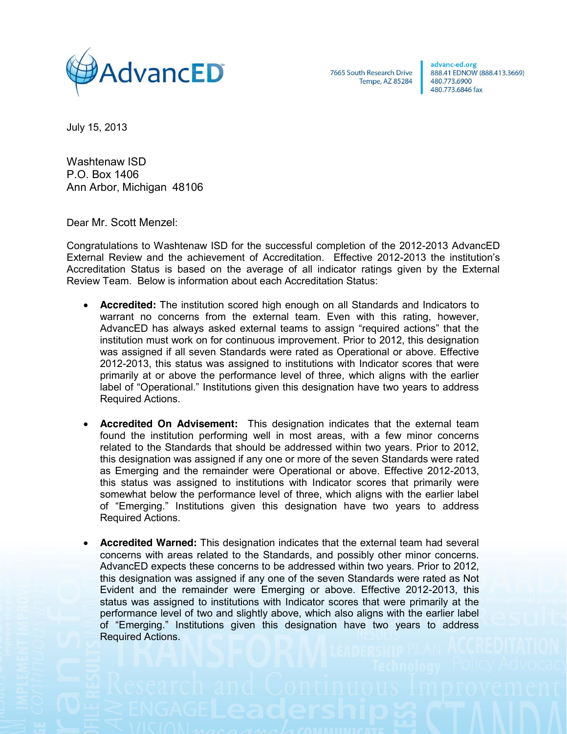AdvancED

7665 South Research Drive
Tempe, AZ 85284

advanc-ed.org
888.41 EDNOW (888.413.3669)
480.773.6900
480.773.6846 fax

July 15, 2013

Washtenaw ISD
P.O. Box 1406
Ann Arbor, Michigan 48106

Dear Mr. Scott Menzel:

Congratulations to Washtenaw ISD for the successful completion of the 2012-2013 AdvancED External Review and the achievement of Accreditation. Effective 2012-2013 the institution's Accreditation Status is based on the average of all indicator ratings given by the External Review Team. Below is information about each Accreditation Status:

- **Accredited:** The institution scored high enough on all Standards and Indicators to warrant no concerns from the external team. Even with this rating, however, AdvancED has always asked external teams to assign "required actions" that the institution must work on for continuous improvement. Prior to 2012, this designation was assigned if all seven Standards were rated as Operational or above. Effective 2012-2013, this status was assigned to institutions with Indicator scores that were primarily at or above the performance level of three, which aligns with the earlier label of "Operational." Institutions given this designation have two years to address Required Actions.

- **Accredited On Advisement:** This designation indicates that the external team found the institution performing well in most areas, with a few minor concerns related to the Standards that should be addressed within two years. Prior to 2012, this designation was assigned if any one or more of the seven Standards were rated as Emerging and the remainder were Operational or above. Effective 2012-2013, this status was assigned to institutions with Indicator scores that primarily were somewhat below the performance level of three, which aligns with the earlier label of "Emerging." Institutions given this designation have two years to address Required Actions.

- **Accredited Warned:** This designation indicates that the external team had several concerns with areas related to the Standards, and possibly other minor concerns. AdvancED expects these concerns to be addressed within two years. Prior to 2012, this designation was assigned if any one of the seven Standards were rated as Not Evident and the remainder were Emerging or above. Effective 2012-2013, this status was assigned to institutions with Indicator scores that were primarily at the performance level of two and slightly above, which also aligns with the earlier label of "Emerging." Institutions given this designation have two years to address Required Actions.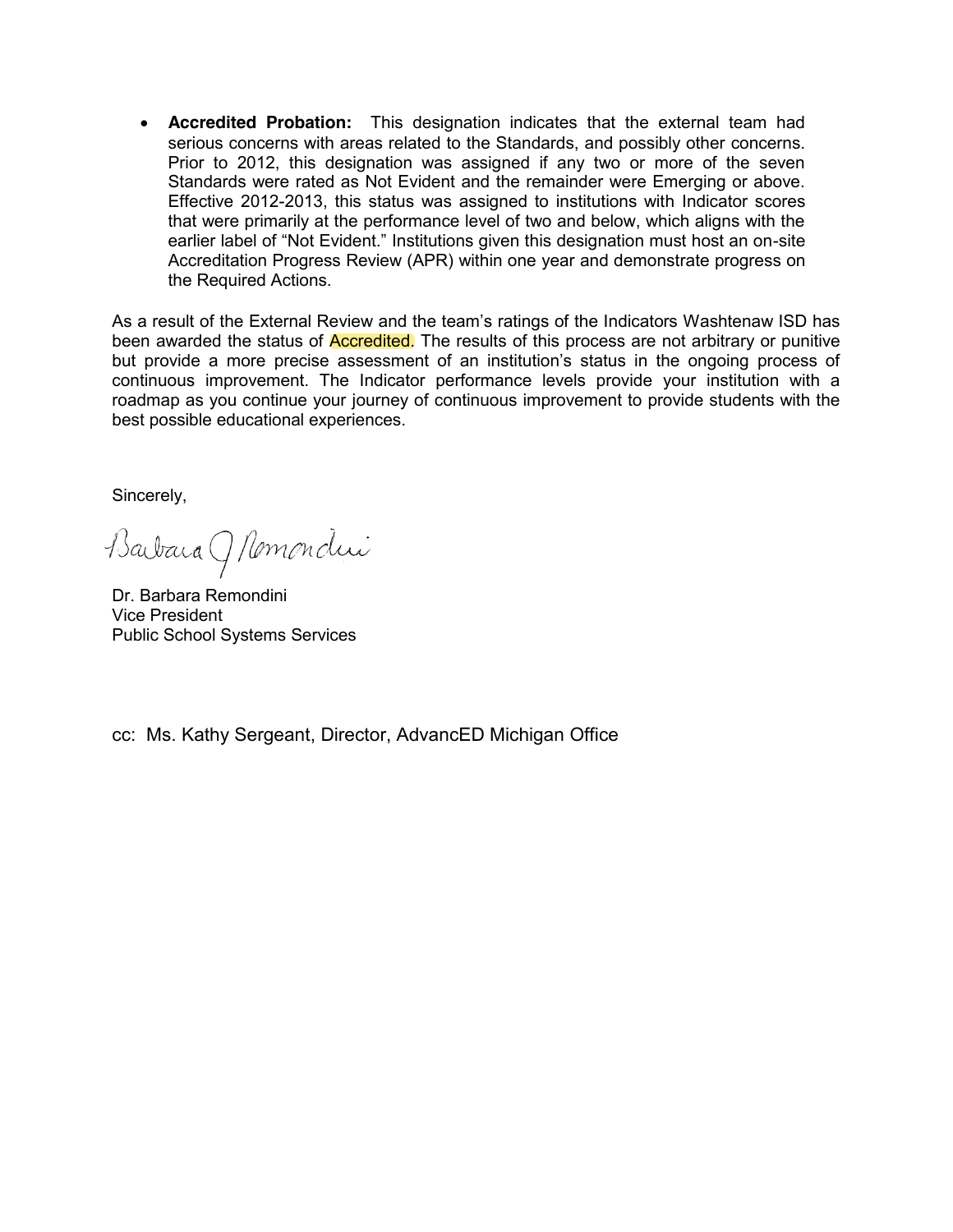- **Accredited Probation:** This designation indicates that the external team had serious concerns with areas related to the Standards, and possibly other concerns. Prior to 2012, this designation was assigned if any two or more of the seven Standards were rated as Not Evident and the remainder were Emerging or above. Effective 2012-2013, this status was assigned to institutions with Indicator scores that were primarily at the performance level of two and below, which aligns with the earlier label of "Not Evident." Institutions given this designation must host an on-site Accreditation Progress Review (APR) within one year and demonstrate progress on the Required Actions.

As a result of the External Review and the team's ratings of the Indicators Washtenaw ISD has been awarded the status of Accredited. The results of this process are not arbitrary or punitive but provide a more precise assessment of an institution's status in the ongoing process of continuous improvement. The Indicator performance levels provide your institution with a roadmap as you continue your journey of continuous improvement to provide students with the best possible educational experiences.

Sincerely,

Barbara J Remondini

Dr. Barbara Remondini
Vice President
Public School Systems Services

cc: Ms. Kathy Sergeant, Director, AdvancED Michigan Office